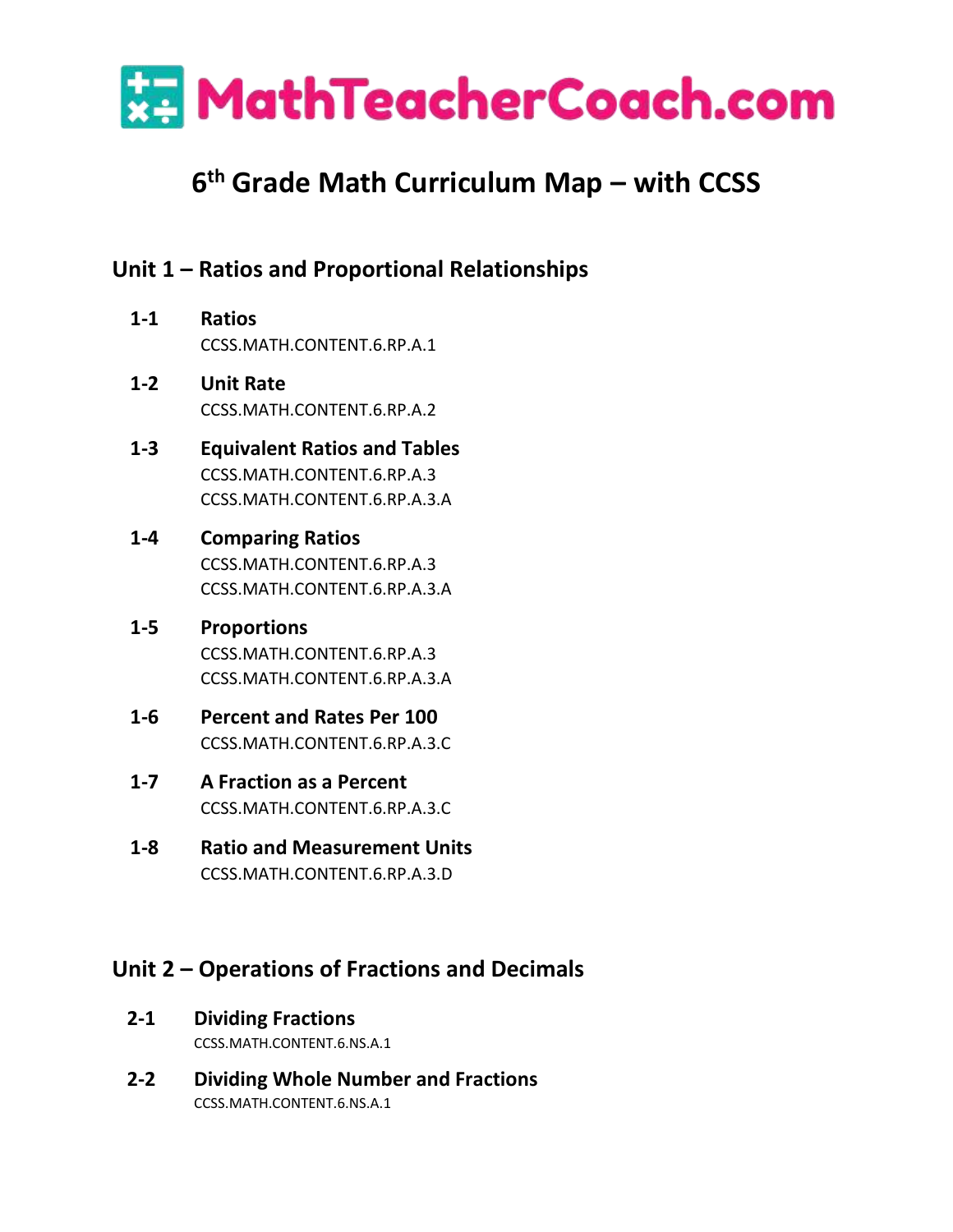# MathTeacherCoach.com

## 6th Grade Math Curriculum Map – with CCSS

### Unit 1 – Ratios and Proportional Relationships

**1-1 Ratios**
CCSS.MATH.CONTENT.6.RP.A.1

**1-2 Unit Rate**
CCSS.MATH.CONTENT.6.RP.A.2

**1-3 Equivalent Ratios and Tables**
CCSS.MATH.CONTENT.6.RP.A.3
CCSS.MATH.CONTENT.6.RP.A.3.A

**1-4 Comparing Ratios**
CCSS.MATH.CONTENT.6.RP.A.3
CCSS.MATH.CONTENT.6.RP.A.3.A

**1-5 Proportions**
CCSS.MATH.CONTENT.6.RP.A.3
CCSS.MATH.CONTENT.6.RP.A.3.A

**1-6 Percent and Rates Per 100**
CCSS.MATH.CONTENT.6.RP.A.3.C

**1-7 A Fraction as a Percent**
CCSS.MATH.CONTENT.6.RP.A.3.C

**1-8 Ratio and Measurement Units**
CCSS.MATH.CONTENT.6.RP.A.3.D

### Unit 2 – Operations of Fractions and Decimals

**2-1 Dividing Fractions**
CCSS.MATH.CONTENT.6.NS.A.1

**2-2 Dividing Whole Number and Fractions**
CCSS.MATH.CONTENT.6.NS.A.1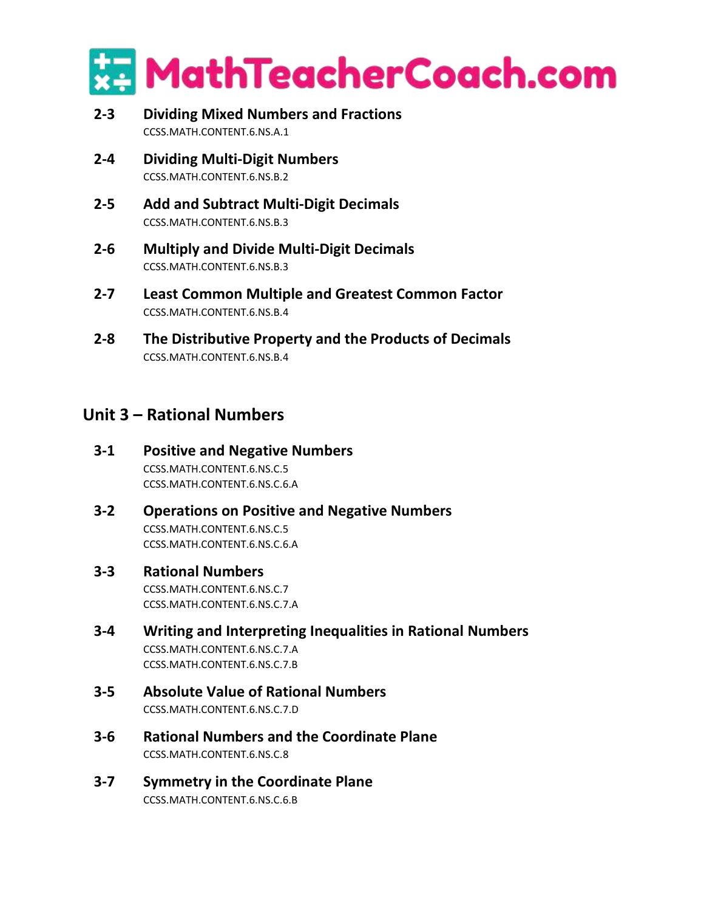**2-3 Dividing Mixed Numbers and Fractions**
CCSS.MATH.CONTENT.6.NS.A.1

**2-4 Dividing Multi-Digit Numbers**
CCSS.MATH.CONTENT.6.NS.B.2

**2-5 Add and Subtract Multi-Digit Decimals**
CCSS.MATH.CONTENT.6.NS.B.3

**2-6 Multiply and Divide Multi-Digit Decimals**
CCSS.MATH.CONTENT.6.NS.B.3

**2-7 Least Common Multiple and Greatest Common Factor**
CCSS.MATH.CONTENT.6.NS.B.4

**2-8 The Distributive Property and the Products of Decimals**
CCSS.MATH.CONTENT.6.NS.B.4

## Unit 3 – Rational Numbers

**3-1 Positive and Negative Numbers**
CCSS.MATH.CONTENT.6.NS.C.5
CCSS.MATH.CONTENT.6.NS.C.6.A

**3-2 Operations on Positive and Negative Numbers**
CCSS.MATH.CONTENT.6.NS.C.5
CCSS.MATH.CONTENT.6.NS.C.6.A

**3-3 Rational Numbers**
CCSS.MATH.CONTENT.6.NS.C.7
CCSS.MATH.CONTENT.6.NS.C.7.A

**3-4 Writing and Interpreting Inequalities in Rational Numbers**
CCSS.MATH.CONTENT.6.NS.C.7.A
CCSS.MATH.CONTENT.6.NS.C.7.B

**3-5 Absolute Value of Rational Numbers**
CCSS.MATH.CONTENT.6.NS.C.7.D

**3-6 Rational Numbers and the Coordinate Plane**
CCSS.MATH.CONTENT.6.NS.C.8

**3-7 Symmetry in the Coordinate Plane**
CCSS.MATH.CONTENT.6.NS.C.6.B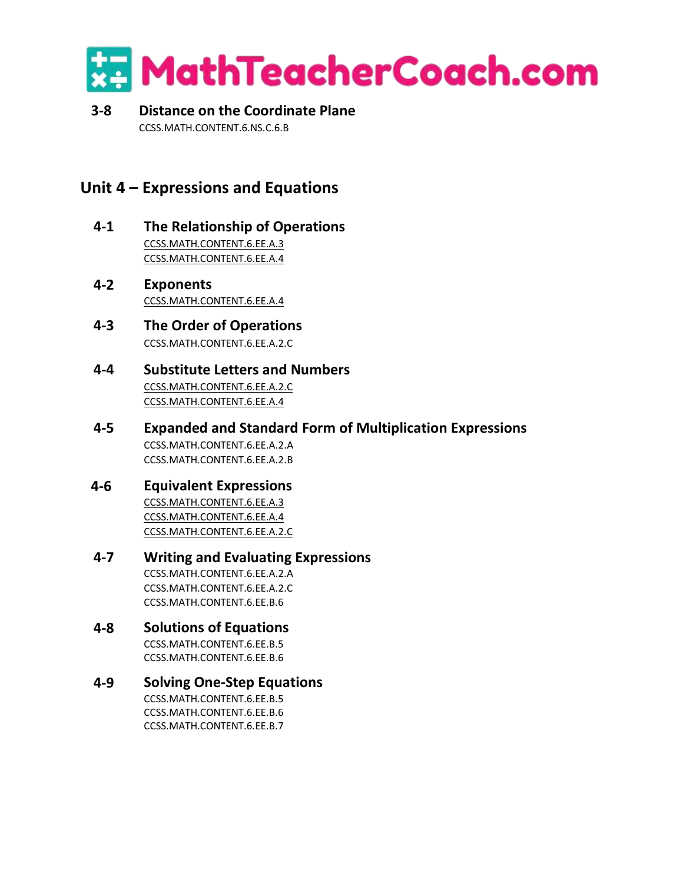**3-8 Distance on the Coordinate Plane**
CCSS.MATH.CONTENT.6.NS.C.6.B

## Unit 4 – Expressions and Equations

**4-1 The Relationship of Operations**
CCSS.MATH.CONTENT.6.EE.A.3
CCSS.MATH.CONTENT.6.EE.A.4

**4-2 Exponents**
CCSS.MATH.CONTENT.6.EE.A.4

**4-3 The Order of Operations**
CCSS.MATH.CONTENT.6.EE.A.2.C

**4-4 Substitute Letters and Numbers**
CCSS.MATH.CONTENT.6.EE.A.2.C
CCSS.MATH.CONTENT.6.EE.A.4

**4-5 Expanded and Standard Form of Multiplication Expressions**
CCSS.MATH.CONTENT.6.EE.A.2.A
CCSS.MATH.CONTENT.6.EE.A.2.B

**4-6 Equivalent Expressions**
CCSS.MATH.CONTENT.6.EE.A.3
CCSS.MATH.CONTENT.6.EE.A.4
CCSS.MATH.CONTENT.6.EE.A.2.C

**4-7 Writing and Evaluating Expressions**
CCSS.MATH.CONTENT.6.EE.A.2.A
CCSS.MATH.CONTENT.6.EE.A.2.C
CCSS.MATH.CONTENT.6.EE.B.6

**4-8 Solutions of Equations**
CCSS.MATH.CONTENT.6.EE.B.5
CCSS.MATH.CONTENT.6.EE.B.6

**4-9 Solving One-Step Equations**
CCSS.MATH.CONTENT.6.EE.B.5
CCSS.MATH.CONTENT.6.EE.B.6
CCSS.MATH.CONTENT.6.EE.B.7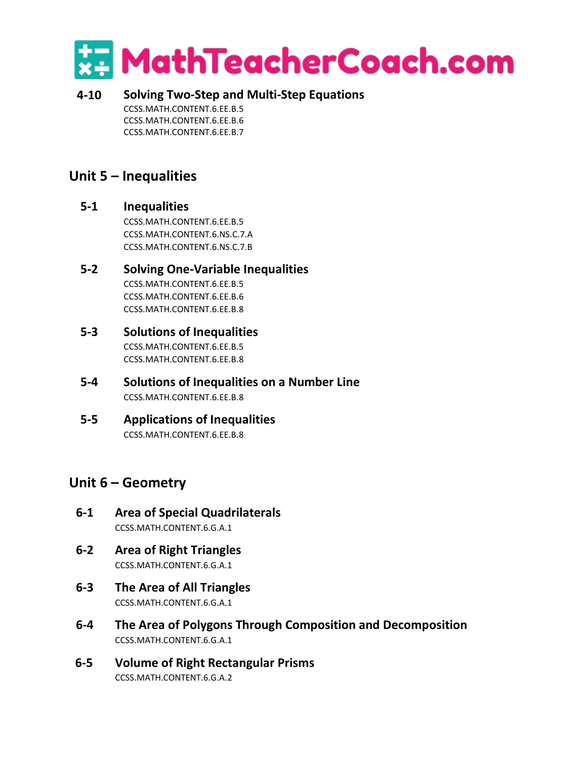### 4-10 Solving Two-Step and Multi-Step Equations

CCSS.MATH.CONTENT.6.EE.B.5
CCSS.MATH.CONTENT.6.EE.B.6
CCSS.MATH.CONTENT.6.EE.B.7

## Unit 5 – Inequalities

### 5-1 Inequalities

CCSS.MATH.CONTENT.6.EE.B.5
CCSS.MATH.CONTENT.6.NS.C.7.A
CCSS.MATH.CONTENT.6.NS.C.7.B

### 5-2 Solving One-Variable Inequalities

CCSS.MATH.CONTENT.6.EE.B.5
CCSS.MATH.CONTENT.6.EE.B.6
CCSS.MATH.CONTENT.6.EE.B.8

### 5-3 Solutions of Inequalities

CCSS.MATH.CONTENT.6.EE.B.5
CCSS.MATH.CONTENT.6.EE.B.8

### 5-4 Solutions of Inequalities on a Number Line

CCSS.MATH.CONTENT.6.EE.B.8

### 5-5 Applications of Inequalities

CCSS.MATH.CONTENT.6.EE.B.8

## Unit 6 – Geometry

### 6-1 Area of Special Quadrilaterals

CCSS.MATH.CONTENT.6.G.A.1

### 6-2 Area of Right Triangles

CCSS.MATH.CONTENT.6.G.A.1

### 6-3 The Area of All Triangles

CCSS.MATH.CONTENT.6.G.A.1

### 6-4 The Area of Polygons Through Composition and Decomposition

CCSS.MATH.CONTENT.6.G.A.1

### 6-5 Volume of Right Rectangular Prisms

CCSS.MATH.CONTENT.6.G.A.2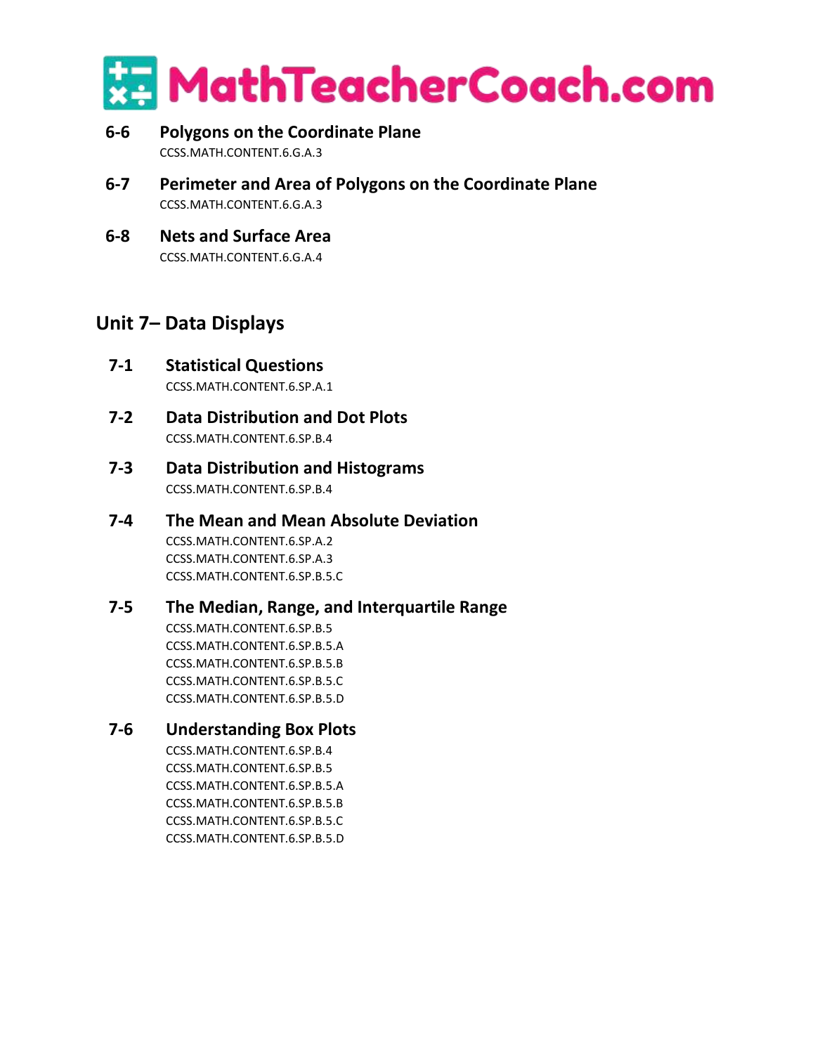**6-6 Polygons on the Coordinate Plane**
CCSS.MATH.CONTENT.6.G.A.3

**6-7 Perimeter and Area of Polygons on the Coordinate Plane**
CCSS.MATH.CONTENT.6.G.A.3

**6-8 Nets and Surface Area**
CCSS.MATH.CONTENT.6.G.A.4

## Unit 7– Data Displays

**7-1 Statistical Questions**
CCSS.MATH.CONTENT.6.SP.A.1

**7-2 Data Distribution and Dot Plots**
CCSS.MATH.CONTENT.6.SP.B.4

**7-3 Data Distribution and Histograms**
CCSS.MATH.CONTENT.6.SP.B.4

**7-4 The Mean and Mean Absolute Deviation**
CCSS.MATH.CONTENT.6.SP.A.2
CCSS.MATH.CONTENT.6.SP.A.3
CCSS.MATH.CONTENT.6.SP.B.5.C

**7-5 The Median, Range, and Interquartile Range**
CCSS.MATH.CONTENT.6.SP.B.5
CCSS.MATH.CONTENT.6.SP.B.5.A
CCSS.MATH.CONTENT.6.SP.B.5.B
CCSS.MATH.CONTENT.6.SP.B.5.C
CCSS.MATH.CONTENT.6.SP.B.5.D

**7-6 Understanding Box Plots**
CCSS.MATH.CONTENT.6.SP.B.4
CCSS.MATH.CONTENT.6.SP.B.5
CCSS.MATH.CONTENT.6.SP.B.5.A
CCSS.MATH.CONTENT.6.SP.B.5.B
CCSS.MATH.CONTENT.6.SP.B.5.C
CCSS.MATH.CONTENT.6.SP.B.5.D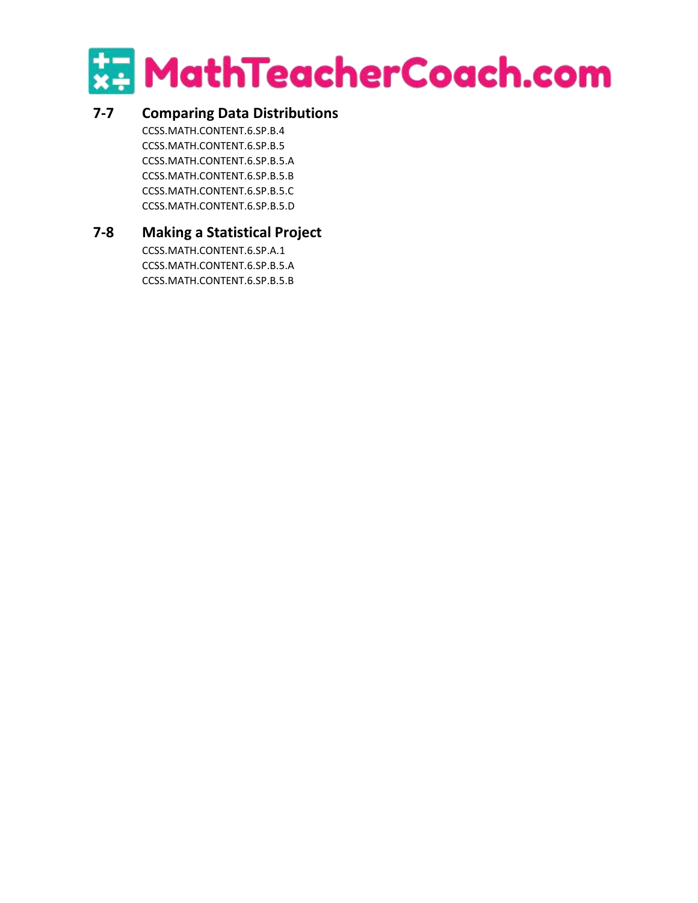# MathTeacherCoach.com

## 7-7 Comparing Data Distributions

CCSS.MATH.CONTENT.6.SP.B.4
CCSS.MATH.CONTENT.6.SP.B.5
CCSS.MATH.CONTENT.6.SP.B.5.A
CCSS.MATH.CONTENT.6.SP.B.5.B
CCSS.MATH.CONTENT.6.SP.B.5.C
CCSS.MATH.CONTENT.6.SP.B.5.D

## 7-8 Making a Statistical Project

CCSS.MATH.CONTENT.6.SP.A.1
CCSS.MATH.CONTENT.6.SP.B.5.A
CCSS.MATH.CONTENT.6.SP.B.5.B